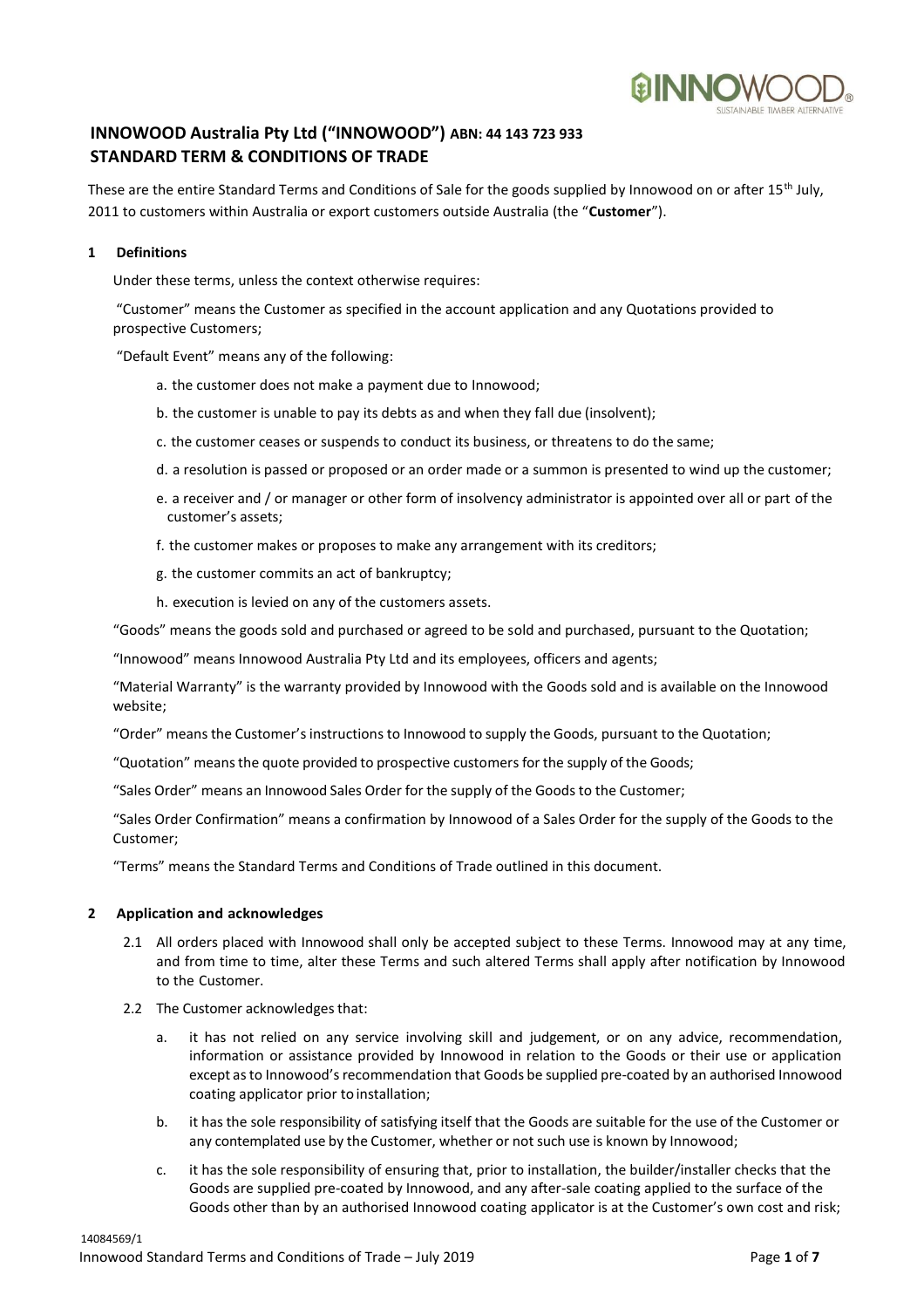# INNOWOOD Australia Pty Ltd ("INNOWOOD") ABN: 44 143 723 933
# STANDARD TERM & CONDITIONS OF TRADE

These are the entire Standard Terms and Conditions of Sale for the goods supplied by Innowood on or after 15th July, 2011 to customers within Australia or export customers outside Australia (the "**Customer**").

## 1 Definitions

Under these terms, unless the context otherwise requires:

"Customer" means the Customer as specified in the account application and any Quotations provided to prospective Customers;

"Default Event" means any of the following:

a. the customer does not make a payment due to Innowood;

b. the customer is unable to pay its debts as and when they fall due (insolvent);

c. the customer ceases or suspends to conduct its business, or threatens to do the same;

d. a resolution is passed or proposed or an order made or a summon is presented to wind up the customer;

e. a receiver and / or manager or other form of insolvency administrator is appointed over all or part of the customer's assets;

f. the customer makes or proposes to make any arrangement with its creditors;

g. the customer commits an act of bankruptcy;

h. execution is levied on any of the customers assets.

"Goods" means the goods sold and purchased or agreed to be sold and purchased, pursuant to the Quotation;

"Innowood" means Innowood Australia Pty Ltd and its employees, officers and agents;

"Material Warranty" is the warranty provided by Innowood with the Goods sold and is available on the Innowood website;

"Order" means the Customer's instructions to Innowood to supply the Goods, pursuant to the Quotation;

"Quotation" means the quote provided to prospective customers for the supply of the Goods;

"Sales Order" means an Innowood Sales Order for the supply of the Goods to the Customer;

"Sales Order Confirmation" means a confirmation by Innowood of a Sales Order for the supply of the Goods to the Customer;

"Terms" means the Standard Terms and Conditions of Trade outlined in this document.

## 2 Application and acknowledges

2.1 All orders placed with Innowood shall only be accepted subject to these Terms. Innowood may at any time, and from time to time, alter these Terms and such altered Terms shall apply after notification by Innowood to the Customer.

2.2 The Customer acknowledges that:

a. it has not relied on any service involving skill and judgement, or on any advice, recommendation, information or assistance provided by Innowood in relation to the Goods or their use or application except as to Innowood's recommendation that Goods be supplied pre-coated by an authorised Innowood coating applicator prior to installation;

b. it has the sole responsibility of satisfying itself that the Goods are suitable for the use of the Customer or any contemplated use by the Customer, whether or not such use is known by Innowood;

c. it has the sole responsibility of ensuring that, prior to installation, the builder/installer checks that the Goods are supplied pre-coated by Innowood, and any after-sale coating applied to the surface of the Goods other than by an authorised Innowood coating applicator is at the Customer's own cost and risk;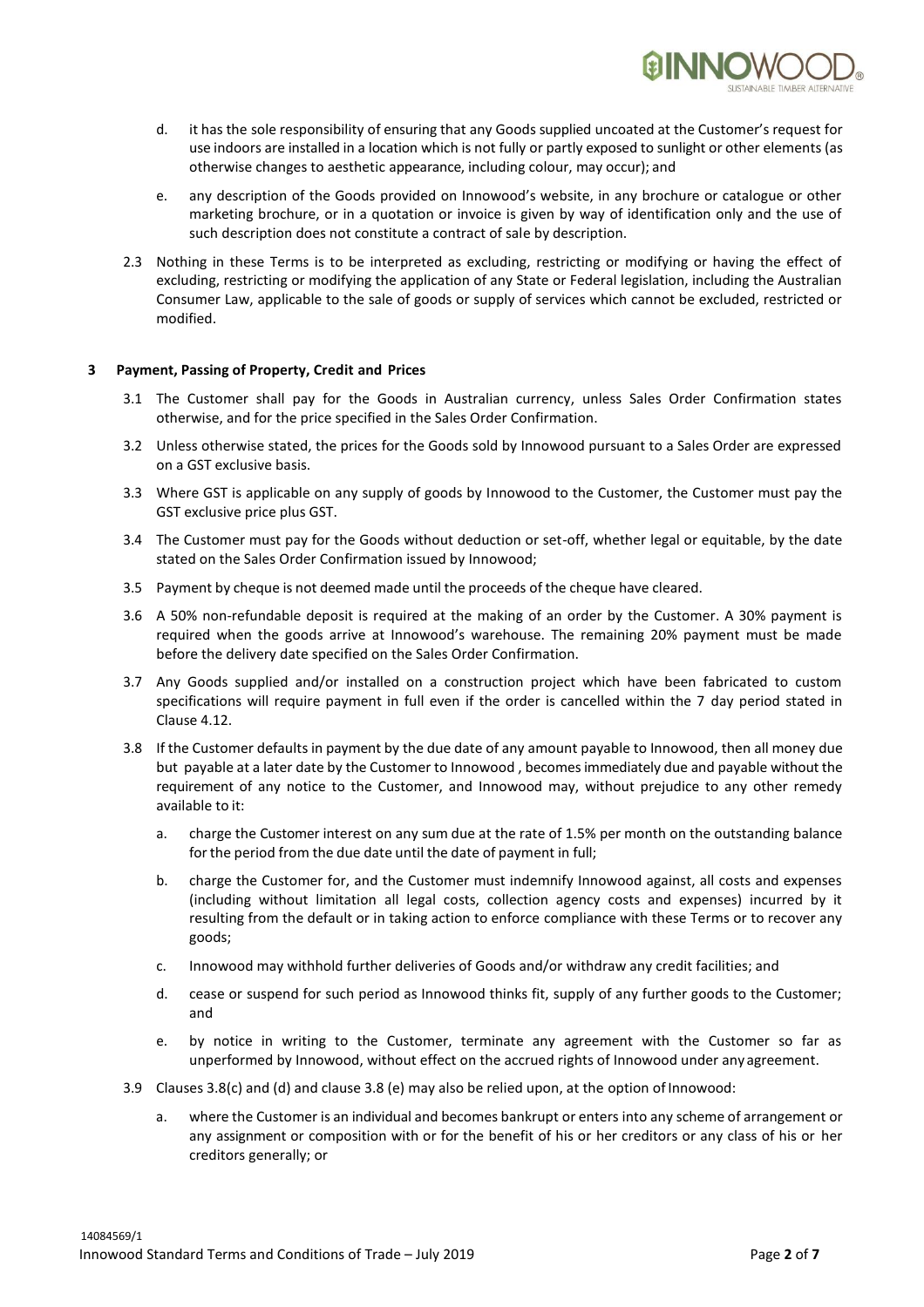d. it has the sole responsibility of ensuring that any Goods supplied uncoated at the Customer's request for use indoors are installed in a location which is not fully or partly exposed to sunlight or other elements (as otherwise changes to aesthetic appearance, including colour, may occur); and

e. any description of the Goods provided on Innowood's website, in any brochure or catalogue or other marketing brochure, or in a quotation or invoice is given by way of identification only and the use of such description does not constitute a contract of sale by description.

2.3 Nothing in these Terms is to be interpreted as excluding, restricting or modifying or having the effect of excluding, restricting or modifying the application of any State or Federal legislation, including the Australian Consumer Law, applicable to the sale of goods or supply of services which cannot be excluded, restricted or modified.

## 3 Payment, Passing of Property, Credit and Prices

3.1 The Customer shall pay for the Goods in Australian currency, unless Sales Order Confirmation states otherwise, and for the price specified in the Sales Order Confirmation.

3.2 Unless otherwise stated, the prices for the Goods sold by Innowood pursuant to a Sales Order are expressed on a GST exclusive basis.

3.3 Where GST is applicable on any supply of goods by Innowood to the Customer, the Customer must pay the GST exclusive price plus GST.

3.4 The Customer must pay for the Goods without deduction or set-off, whether legal or equitable, by the date stated on the Sales Order Confirmation issued by Innowood;

3.5 Payment by cheque is not deemed made until the proceeds of the cheque have cleared.

3.6 A 50% non-refundable deposit is required at the making of an order by the Customer. A 30% payment is required when the goods arrive at Innowood's warehouse. The remaining 20% payment must be made before the delivery date specified on the Sales Order Confirmation.

3.7 Any Goods supplied and/or installed on a construction project which have been fabricated to custom specifications will require payment in full even if the order is cancelled within the 7 day period stated in Clause 4.12.

3.8 If the Customer defaults in payment by the due date of any amount payable to Innowood, then all money due but payable at a later date by the Customer to Innowood , becomes immediately due and payable without the requirement of any notice to the Customer, and Innowood may, without prejudice to any other remedy available to it:

a. charge the Customer interest on any sum due at the rate of 1.5% per month on the outstanding balance for the period from the due date until the date of payment in full;

b. charge the Customer for, and the Customer must indemnify Innowood against, all costs and expenses (including without limitation all legal costs, collection agency costs and expenses) incurred by it resulting from the default or in taking action to enforce compliance with these Terms or to recover any goods;

c. Innowood may withhold further deliveries of Goods and/or withdraw any credit facilities; and

d. cease or suspend for such period as Innowood thinks fit, supply of any further goods to the Customer; and

e. by notice in writing to the Customer, terminate any agreement with the Customer so far as unperformed by Innowood, without effect on the accrued rights of Innowood under any agreement.

3.9 Clauses 3.8(c) and (d) and clause 3.8 (e) may also be relied upon, at the option of Innowood:

a. where the Customer is an individual and becomes bankrupt or enters into any scheme of arrangement or any assignment or composition with or for the benefit of his or her creditors or any class of his or her creditors generally; or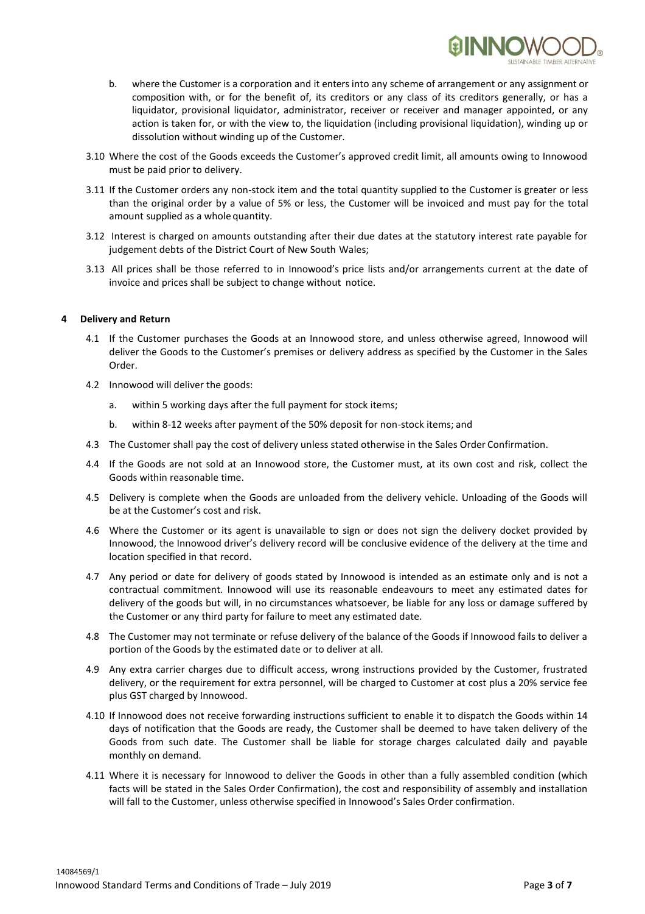b. where the Customer is a corporation and it enters into any scheme of arrangement or any assignment or composition with, or for the benefit of, its creditors or any class of its creditors generally, or has a liquidator, provisional liquidator, administrator, receiver or receiver and manager appointed, or any action is taken for, or with the view to, the liquidation (including provisional liquidation), winding up or dissolution without winding up of the Customer.

3.10 Where the cost of the Goods exceeds the Customer's approved credit limit, all amounts owing to Innowood must be paid prior to delivery.

3.11 If the Customer orders any non-stock item and the total quantity supplied to the Customer is greater or less than the original order by a value of 5% or less, the Customer will be invoiced and must pay for the total amount supplied as a whole quantity.

3.12 Interest is charged on amounts outstanding after their due dates at the statutory interest rate payable for judgement debts of the District Court of New South Wales;

3.13 All prices shall be those referred to in Innowood's price lists and/or arrangements current at the date of invoice and prices shall be subject to change without notice.

## 4 Delivery and Return

4.1 If the Customer purchases the Goods at an Innowood store, and unless otherwise agreed, Innowood will deliver the Goods to the Customer's premises or delivery address as specified by the Customer in the Sales Order.

4.2 Innowood will deliver the goods:

a. within 5 working days after the full payment for stock items;

b. within 8-12 weeks after payment of the 50% deposit for non-stock items; and

4.3 The Customer shall pay the cost of delivery unless stated otherwise in the Sales Order Confirmation.

4.4 If the Goods are not sold at an Innowood store, the Customer must, at its own cost and risk, collect the Goods within reasonable time.

4.5 Delivery is complete when the Goods are unloaded from the delivery vehicle. Unloading of the Goods will be at the Customer's cost and risk.

4.6 Where the Customer or its agent is unavailable to sign or does not sign the delivery docket provided by Innowood, the Innowood driver's delivery record will be conclusive evidence of the delivery at the time and location specified in that record.

4.7 Any period or date for delivery of goods stated by Innowood is intended as an estimate only and is not a contractual commitment. Innowood will use its reasonable endeavours to meet any estimated dates for delivery of the goods but will, in no circumstances whatsoever, be liable for any loss or damage suffered by the Customer or any third party for failure to meet any estimated date.

4.8 The Customer may not terminate or refuse delivery of the balance of the Goods if Innowood fails to deliver a portion of the Goods by the estimated date or to deliver at all.

4.9 Any extra carrier charges due to difficult access, wrong instructions provided by the Customer, frustrated delivery, or the requirement for extra personnel, will be charged to Customer at cost plus a 20% service fee plus GST charged by Innowood.

4.10 If Innowood does not receive forwarding instructions sufficient to enable it to dispatch the Goods within 14 days of notification that the Goods are ready, the Customer shall be deemed to have taken delivery of the Goods from such date. The Customer shall be liable for storage charges calculated daily and payable monthly on demand.

4.11 Where it is necessary for Innowood to deliver the Goods in other than a fully assembled condition (which facts will be stated in the Sales Order Confirmation), the cost and responsibility of assembly and installation will fall to the Customer, unless otherwise specified in Innowood's Sales Order confirmation.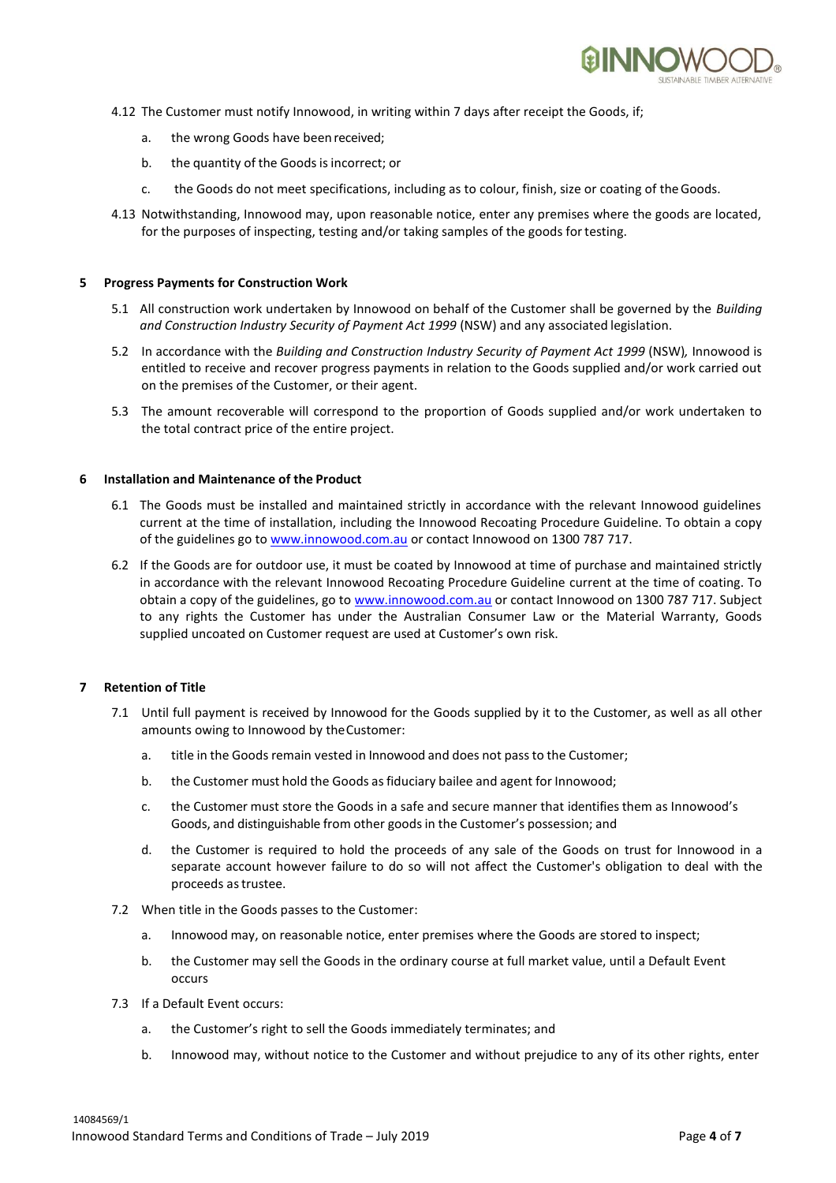4.12 The Customer must notify Innowood, in writing within 7 days after receipt the Goods, if;

a. the wrong Goods have been received;

b. the quantity of the Goods is incorrect; or

c. the Goods do not meet specifications, including as to colour, finish, size or coating of the Goods.

4.13 Notwithstanding, Innowood may, upon reasonable notice, enter any premises where the goods are located, for the purposes of inspecting, testing and/or taking samples of the goods for testing.

## 5 Progress Payments for Construction Work

5.1 All construction work undertaken by Innowood on behalf of the Customer shall be governed by the *Building and Construction Industry Security of Payment Act 1999* (NSW) and any associated legislation.

5.2 In accordance with the *Building and Construction Industry Security of Payment Act 1999* (NSW), Innowood is entitled to receive and recover progress payments in relation to the Goods supplied and/or work carried out on the premises of the Customer, or their agent.

5.3 The amount recoverable will correspond to the proportion of Goods supplied and/or work undertaken to the total contract price of the entire project.

## 6 Installation and Maintenance of the Product

6.1 The Goods must be installed and maintained strictly in accordance with the relevant Innowood guidelines current at the time of installation, including the Innowood Recoating Procedure Guideline. To obtain a copy of the guidelines go to www.innowood.com.au or contact Innowood on 1300 787 717.

6.2 If the Goods are for outdoor use, it must be coated by Innowood at time of purchase and maintained strictly in accordance with the relevant Innowood Recoating Procedure Guideline current at the time of coating. To obtain a copy of the guidelines, go to www.innowood.com.au or contact Innowood on 1300 787 717. Subject to any rights the Customer has under the Australian Consumer Law or the Material Warranty, Goods supplied uncoated on Customer request are used at Customer's own risk.

## 7 Retention of Title

7.1 Until full payment is received by Innowood for the Goods supplied by it to the Customer, as well as all other amounts owing to Innowood by the Customer:

a. title in the Goods remain vested in Innowood and does not pass to the Customer;

b. the Customer must hold the Goods as fiduciary bailee and agent for Innowood;

c. the Customer must store the Goods in a safe and secure manner that identifies them as Innowood's Goods, and distinguishable from other goods in the Customer's possession; and

d. the Customer is required to hold the proceeds of any sale of the Goods on trust for Innowood in a separate account however failure to do so will not affect the Customer's obligation to deal with the proceeds as trustee.

7.2 When title in the Goods passes to the Customer:

a. Innowood may, on reasonable notice, enter premises where the Goods are stored to inspect;

b. the Customer may sell the Goods in the ordinary course at full market value, until a Default Event occurs

7.3 If a Default Event occurs:

a. the Customer's right to sell the Goods immediately terminates; and

b. Innowood may, without notice to the Customer and without prejudice to any of its other rights, enter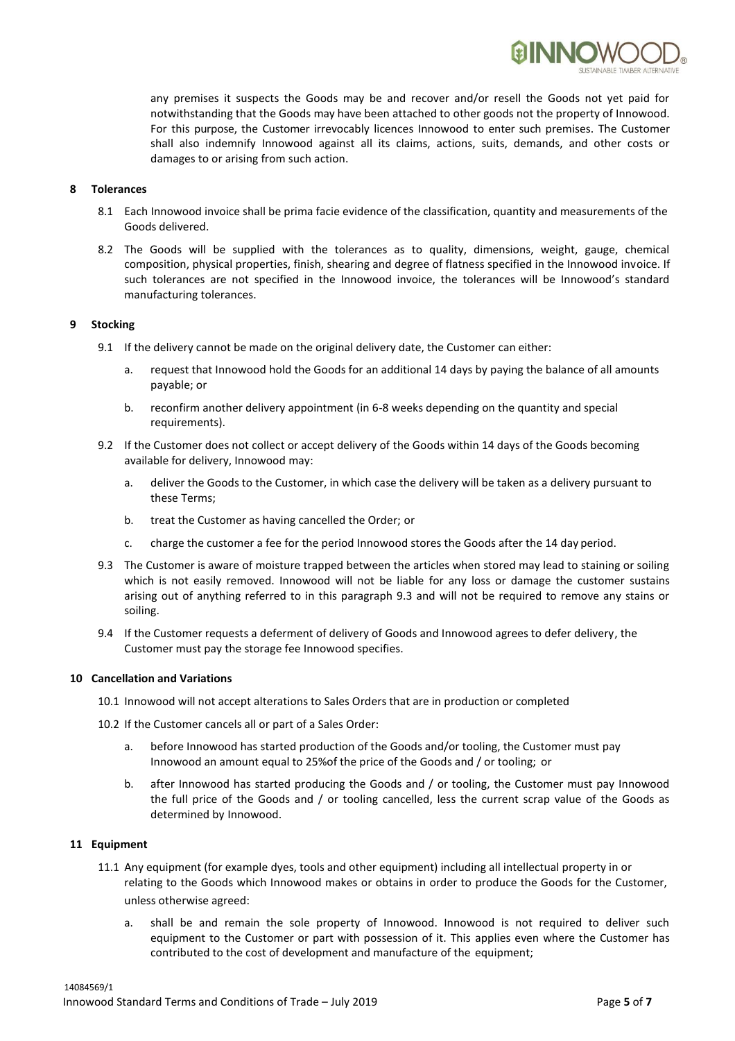any premises it suspects the Goods may be and recover and/or resell the Goods not yet paid for notwithstanding that the Goods may have been attached to other goods not the property of Innowood. For this purpose, the Customer irrevocably licences Innowood to enter such premises. The Customer shall also indemnify Innowood against all its claims, actions, suits, demands, and other costs or damages to or arising from such action.

## 8 Tolerances

8.1 Each Innowood invoice shall be prima facie evidence of the classification, quantity and measurements of the Goods delivered.

8.2 The Goods will be supplied with the tolerances as to quality, dimensions, weight, gauge, chemical composition, physical properties, finish, shearing and degree of flatness specified in the Innowood invoice. If such tolerances are not specified in the Innowood invoice, the tolerances will be Innowood's standard manufacturing tolerances.

## 9 Stocking

9.1 If the delivery cannot be made on the original delivery date, the Customer can either:

a. request that Innowood hold the Goods for an additional 14 days by paying the balance of all amounts payable; or

b. reconfirm another delivery appointment (in 6-8 weeks depending on the quantity and special requirements).

9.2 If the Customer does not collect or accept delivery of the Goods within 14 days of the Goods becoming available for delivery, Innowood may:

a. deliver the Goods to the Customer, in which case the delivery will be taken as a delivery pursuant to these Terms;

b. treat the Customer as having cancelled the Order; or

c. charge the customer a fee for the period Innowood stores the Goods after the 14 day period.

9.3 The Customer is aware of moisture trapped between the articles when stored may lead to staining or soiling which is not easily removed. Innowood will not be liable for any loss or damage the customer sustains arising out of anything referred to in this paragraph 9.3 and will not be required to remove any stains or soiling.

9.4 If the Customer requests a deferment of delivery of Goods and Innowood agrees to defer delivery, the Customer must pay the storage fee Innowood specifies.

## 10 Cancellation and Variations

10.1 Innowood will not accept alterations to Sales Orders that are in production or completed

10.2 If the Customer cancels all or part of a Sales Order:

a. before Innowood has started production of the Goods and/or tooling, the Customer must pay Innowood an amount equal to 25%of the price of the Goods and / or tooling; or

b. after Innowood has started producing the Goods and / or tooling, the Customer must pay Innowood the full price of the Goods and / or tooling cancelled, less the current scrap value of the Goods as determined by Innowood.

## 11 Equipment

11.1 Any equipment (for example dyes, tools and other equipment) including all intellectual property in or relating to the Goods which Innowood makes or obtains in order to produce the Goods for the Customer, unless otherwise agreed:

a. shall be and remain the sole property of Innowood. Innowood is not required to deliver such equipment to the Customer or part with possession of it. This applies even where the Customer has contributed to the cost of development and manufacture of the equipment;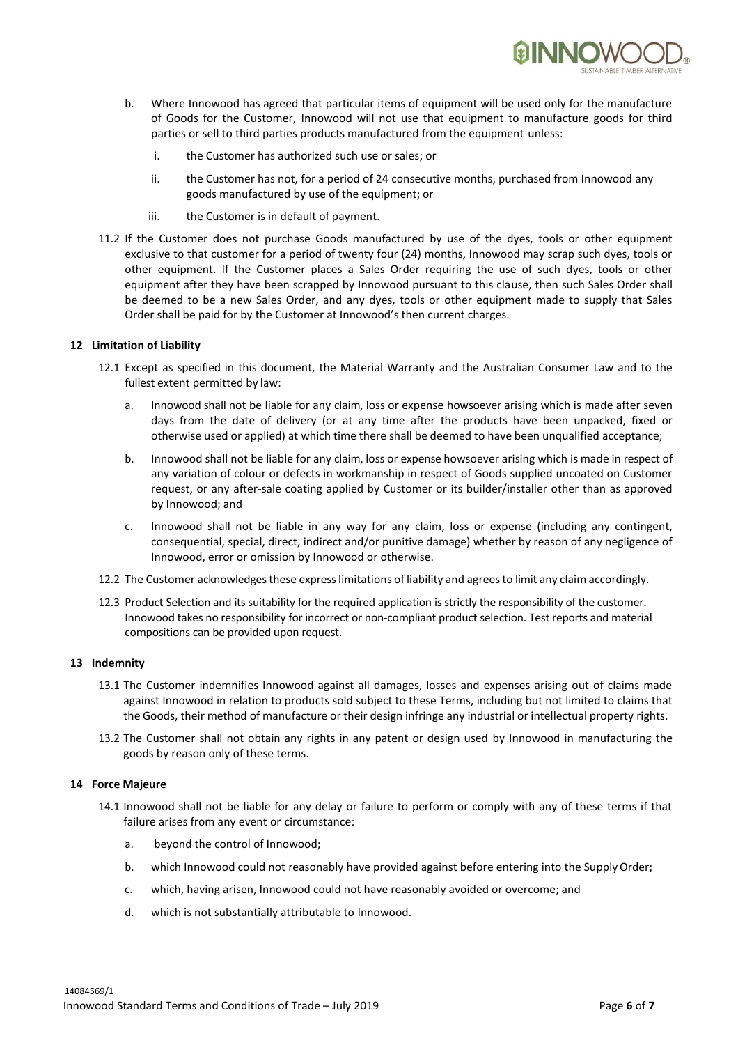b. Where Innowood has agreed that particular items of equipment will be used only for the manufacture of Goods for the Customer, Innowood will not use that equipment to manufacture goods for third parties or sell to third parties products manufactured from the equipment unless:

   i. the Customer has authorized such use or sales; or

   ii. the Customer has not, for a period of 24 consecutive months, purchased from Innowood any goods manufactured by use of the equipment; or

   iii. the Customer is in default of payment.

11.2 If the Customer does not purchase Goods manufactured by use of the dyes, tools or other equipment exclusive to that customer for a period of twenty four (24) months, Innowood may scrap such dyes, tools or other equipment. If the Customer places a Sales Order requiring the use of such dyes, tools or other equipment after they have been scrapped by Innowood pursuant to this clause, then such Sales Order shall be deemed to be a new Sales Order, and any dyes, tools or other equipment made to supply that Sales Order shall be paid for by the Customer at Innowood's then current charges.

## 12 Limitation of Liability

12.1 Except as specified in this document, the Material Warranty and the Australian Consumer Law and to the fullest extent permitted by law:

a. Innowood shall not be liable for any claim, loss or expense howsoever arising which is made after seven days from the date of delivery (or at any time after the products have been unpacked, fixed or otherwise used or applied) at which time there shall be deemed to have been unqualified acceptance;

b. Innowood shall not be liable for any claim, loss or expense howsoever arising which is made in respect of any variation of colour or defects in workmanship in respect of Goods supplied uncoated on Customer request, or any after-sale coating applied by Customer or its builder/installer other than as approved by Innowood; and

c. Innowood shall not be liable in any way for any claim, loss or expense (including any contingent, consequential, special, direct, indirect and/or punitive damage) whether by reason of any negligence of Innowood, error or omission by Innowood or otherwise.

12.2 The Customer acknowledges these express limitations of liability and agrees to limit any claim accordingly.

12.3 Product Selection and its suitability for the required application is strictly the responsibility of the customer. Innowood takes no responsibility for incorrect or non-compliant product selection. Test reports and material compositions can be provided upon request.

## 13 Indemnity

13.1 The Customer indemnifies Innowood against all damages, losses and expenses arising out of claims made against Innowood in relation to products sold subject to these Terms, including but not limited to claims that the Goods, their method of manufacture or their design infringe any industrial or intellectual property rights.

13.2 The Customer shall not obtain any rights in any patent or design used by Innowood in manufacturing the goods by reason only of these terms.

## 14 Force Majeure

14.1 Innowood shall not be liable for any delay or failure to perform or comply with any of these terms if that failure arises from any event or circumstance:

a. beyond the control of Innowood;

b. which Innowood could not reasonably have provided against before entering into the Supply Order;

c. which, having arisen, Innowood could not have reasonably avoided or overcome; and

d. which is not substantially attributable to Innowood.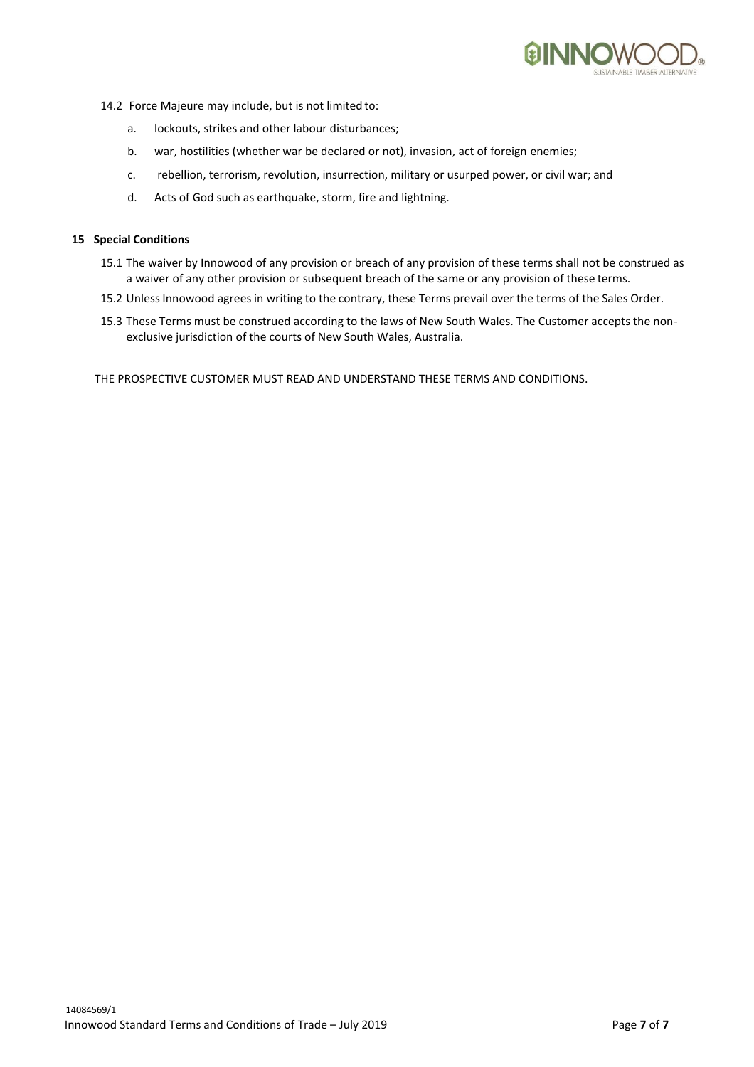14.2 Force Majeure may include, but is not limited to:

a. lockouts, strikes and other labour disturbances;

b. war, hostilities (whether war be declared or not), invasion, act of foreign enemies;

c. rebellion, terrorism, revolution, insurrection, military or usurped power, or civil war; and

d. Acts of God such as earthquake, storm, fire and lightning.

## 15 Special Conditions

15.1 The waiver by Innowood of any provision or breach of any provision of these terms shall not be construed as a waiver of any other provision or subsequent breach of the same or any provision of these terms.

15.2 Unless Innowood agrees in writing to the contrary, these Terms prevail over the terms of the Sales Order.

15.3 These Terms must be construed according to the laws of New South Wales. The Customer accepts the non-exclusive jurisdiction of the courts of New South Wales, Australia.

THE PROSPECTIVE CUSTOMER MUST READ AND UNDERSTAND THESE TERMS AND CONDITIONS.